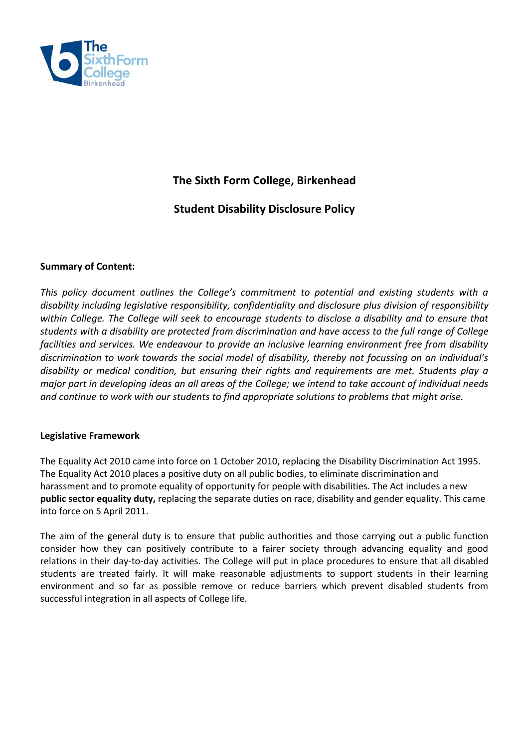# The Sixth Form College, Birkenhead

## Student Disability Disclosure Policy

**Summary of Content:**

*This policy document outlines the College's commitment to potential and existing students with a disability including legislative responsibility, confidentiality and disclosure plus division of responsibility within College. The College will seek to encourage students to disclose a disability and to ensure that students with a disability are protected from discrimination and have access to the full range of College facilities and services. We endeavour to provide an inclusive learning environment free from disability discrimination to work towards the social model of disability, thereby not focussing on an individual's disability or medical condition, but ensuring their rights and requirements are met. Students play a major part in developing ideas an all areas of the College; we intend to take account of individual needs and continue to work with our students to find appropriate solutions to problems that might arise.*

**Legislative Framework**

The Equality Act 2010 came into force on 1 October 2010, replacing the Disability Discrimination Act 1995. The Equality Act 2010 places a positive duty on all public bodies, to eliminate discrimination and harassment and to promote equality of opportunity for people with disabilities. The Act includes a new **public sector equality duty,** replacing the separate duties on race, disability and gender equality. This came into force on 5 April 2011.

The aim of the general duty is to ensure that public authorities and those carrying out a public function consider how they can positively contribute to a fairer society through advancing equality and good relations in their day-to-day activities. The College will put in place procedures to ensure that all disabled students are treated fairly. It will make reasonable adjustments to support students in their learning environment and so far as possible remove or reduce barriers which prevent disabled students from successful integration in all aspects of College life.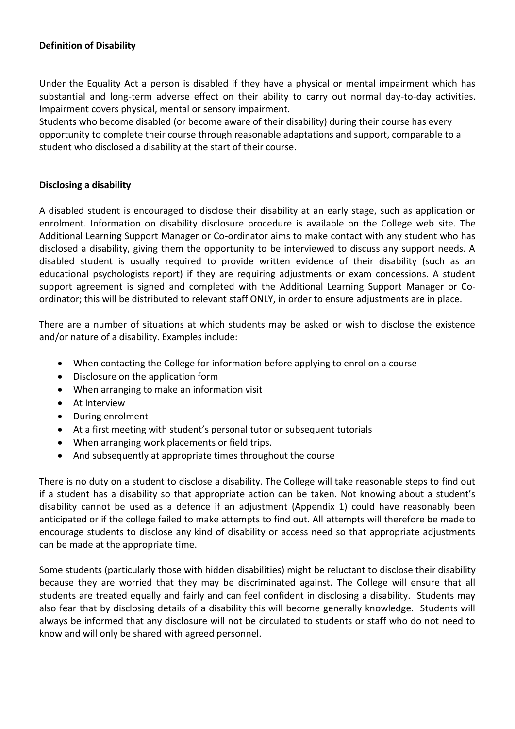**Definition of Disability**

Under the Equality Act a person is disabled if they have a physical or mental impairment which has substantial and long-term adverse effect on their ability to carry out normal day-to-day activities. Impairment covers physical, mental or sensory impairment.
Students who become disabled (or become aware of their disability) during their course has every opportunity to complete their course through reasonable adaptations and support, comparable to a student who disclosed a disability at the start of their course.

**Disclosing a disability**

A disabled student is encouraged to disclose their disability at an early stage, such as application or enrolment. Information on disability disclosure procedure is available on the College web site. The Additional Learning Support Manager or Co-ordinator aims to make contact with any student who has disclosed a disability, giving them the opportunity to be interviewed to discuss any support needs. A disabled student is usually required to provide written evidence of their disability (such as an educational psychologists report) if they are requiring adjustments or exam concessions. A student support agreement is signed and completed with the Additional Learning Support Manager or Co-ordinator; this will be distributed to relevant staff ONLY, in order to ensure adjustments are in place.

There are a number of situations at which students may be asked or wish to disclose the existence and/or nature of a disability. Examples include:

- When contacting the College for information before applying to enrol on a course
- Disclosure on the application form
- When arranging to make an information visit
- At Interview
- During enrolment
- At a first meeting with student's personal tutor or subsequent tutorials
- When arranging work placements or field trips.
- And subsequently at appropriate times throughout the course

There is no duty on a student to disclose a disability. The College will take reasonable steps to find out if a student has a disability so that appropriate action can be taken. Not knowing about a student's disability cannot be used as a defence if an adjustment (Appendix 1) could have reasonably been anticipated or if the college failed to make attempts to find out. All attempts will therefore be made to encourage students to disclose any kind of disability or access need so that appropriate adjustments can be made at the appropriate time.

Some students (particularly those with hidden disabilities) might be reluctant to disclose their disability because they are worried that they may be discriminated against. The College will ensure that all students are treated equally and fairly and can feel confident in disclosing a disability. Students may also fear that by disclosing details of a disability this will become generally knowledge. Students will always be informed that any disclosure will not be circulated to students or staff who do not need to know and will only be shared with agreed personnel.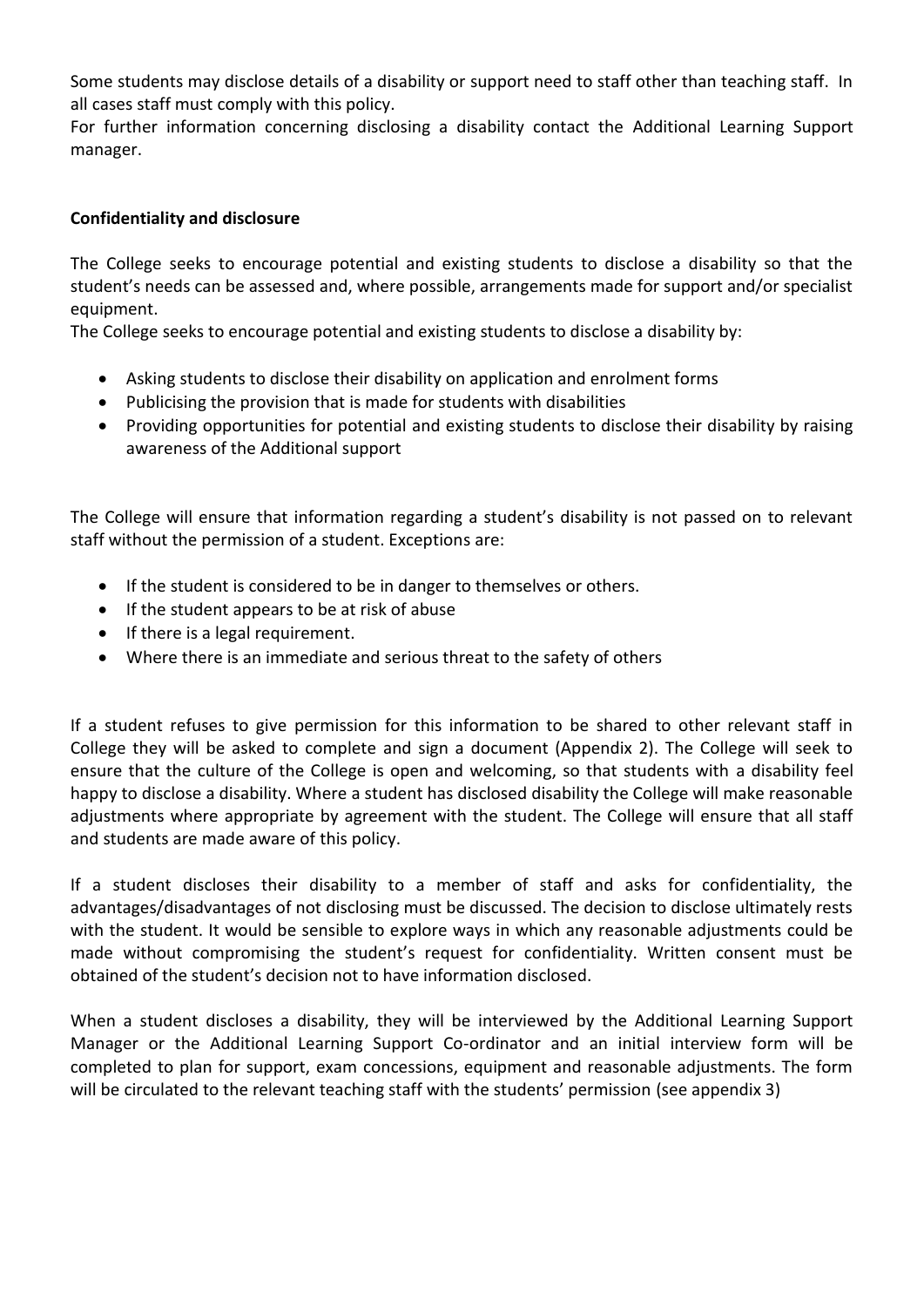Some students may disclose details of a disability or support need to staff other than teaching staff. In all cases staff must comply with this policy.
For further information concerning disclosing a disability contact the Additional Learning Support manager.

**Confidentiality and disclosure**

The College seeks to encourage potential and existing students to disclose a disability so that the student's needs can be assessed and, where possible, arrangements made for support and/or specialist equipment.
The College seeks to encourage potential and existing students to disclose a disability by:

- Asking students to disclose their disability on application and enrolment forms
- Publicising the provision that is made for students with disabilities
- Providing opportunities for potential and existing students to disclose their disability by raising awareness of the Additional support

The College will ensure that information regarding a student's disability is not passed on to relevant staff without the permission of a student. Exceptions are:

- If the student is considered to be in danger to themselves or others.
- If the student appears to be at risk of abuse
- If there is a legal requirement.
- Where there is an immediate and serious threat to the safety of others

If a student refuses to give permission for this information to be shared to other relevant staff in College they will be asked to complete and sign a document (Appendix 2). The College will seek to ensure that the culture of the College is open and welcoming, so that students with a disability feel happy to disclose a disability. Where a student has disclosed disability the College will make reasonable adjustments where appropriate by agreement with the student. The College will ensure that all staff and students are made aware of this policy.

If a student discloses their disability to a member of staff and asks for confidentiality, the advantages/disadvantages of not disclosing must be discussed. The decision to disclose ultimately rests with the student. It would be sensible to explore ways in which any reasonable adjustments could be made without compromising the student's request for confidentiality. Written consent must be obtained of the student's decision not to have information disclosed.

When a student discloses a disability, they will be interviewed by the Additional Learning Support Manager or the Additional Learning Support Co-ordinator and an initial interview form will be completed to plan for support, exam concessions, equipment and reasonable adjustments. The form will be circulated to the relevant teaching staff with the students' permission (see appendix 3)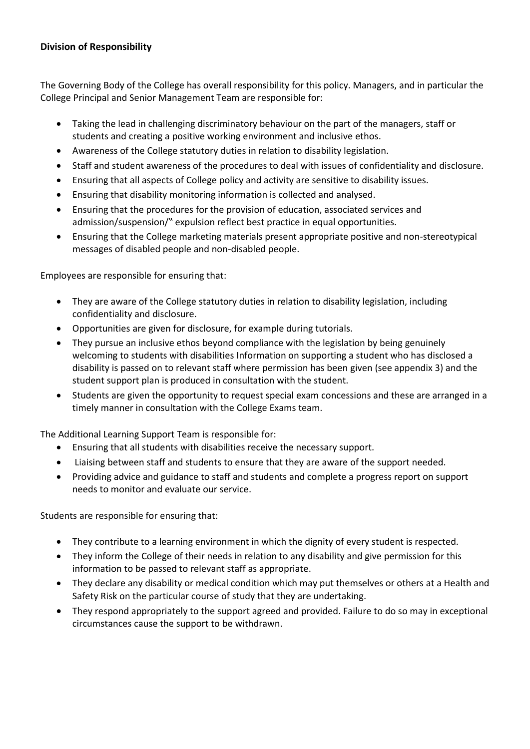**Division of Responsibility**

The Governing Body of the College has overall responsibility for this policy. Managers, and in particular the College Principal and Senior Management Team are responsible for:

- Taking the lead in challenging discriminatory behaviour on the part of the managers, staff or students and creating a positive working environment and inclusive ethos.
- Awareness of the College statutory duties in relation to disability legislation.
- Staff and student awareness of the procedures to deal with issues of confidentiality and disclosure.
- Ensuring that all aspects of College policy and activity are sensitive to disability issues.
- Ensuring that disability monitoring information is collected and analysed.
- Ensuring that the procedures for the provision of education, associated services and admission/suspension/�over expulsion reflect best practice in equal opportunities.
- Ensuring that the College marketing materials present appropriate positive and non-stereotypical messages of disabled people and non-disabled people.

Employees are responsible for ensuring that:

- They are aware of the College statutory duties in relation to disability legislation, including confidentiality and disclosure.
- Opportunities are given for disclosure, for example during tutorials.
- They pursue an inclusive ethos beyond compliance with the legislation by being genuinely welcoming to students with disabilities Information on supporting a student who has disclosed a disability is passed on to relevant staff where permission has been given (see appendix 3) and the student support plan is produced in consultation with the student.
- Students are given the opportunity to request special exam concessions and these are arranged in a timely manner in consultation with the College Exams team.

The Additional Learning Support Team is responsible for:

- Ensuring that all students with disabilities receive the necessary support.
- Liaising between staff and students to ensure that they are aware of the support needed.
- Providing advice and guidance to staff and students and complete a progress report on support needs to monitor and evaluate our service.

Students are responsible for ensuring that:

- They contribute to a learning environment in which the dignity of every student is respected.
- They inform the College of their needs in relation to any disability and give permission for this information to be passed to relevant staff as appropriate.
- They declare any disability or medical condition which may put themselves or others at a Health and Safety Risk on the particular course of study that they are undertaking.
- They respond appropriately to the support agreed and provided. Failure to do so may in exceptional circumstances cause the support to be withdrawn.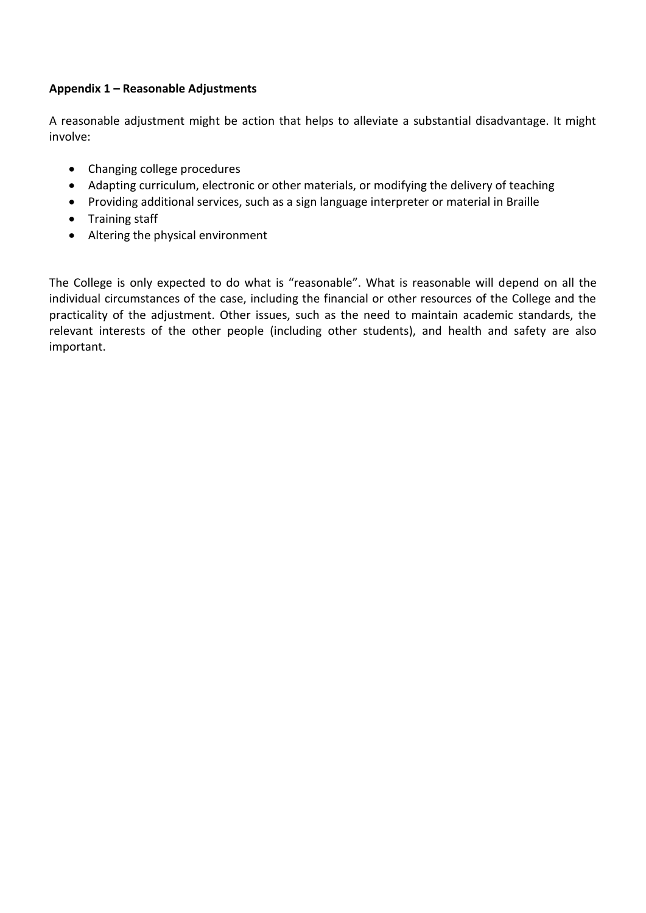## Appendix 1 – Reasonable Adjustments

A reasonable adjustment might be action that helps to alleviate a substantial disadvantage. It might involve:

- Changing college procedures
- Adapting curriculum, electronic or other materials, or modifying the delivery of teaching
- Providing additional services, such as a sign language interpreter or material in Braille
- Training staff
- Altering the physical environment

The College is only expected to do what is "reasonable". What is reasonable will depend on all the individual circumstances of the case, including the financial or other resources of the College and the practicality of the adjustment. Other issues, such as the need to maintain academic standards, the relevant interests of the other people (including other students), and health and safety are also important.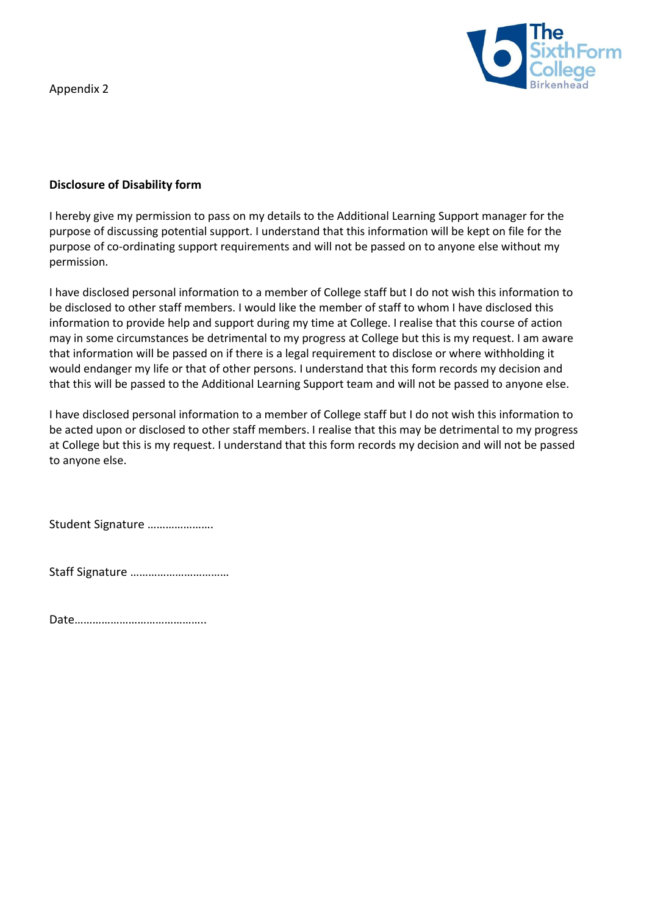Appendix 2

**Disclosure of Disability form**

I hereby give my permission to pass on my details to the Additional Learning Support manager for the purpose of discussing potential support. I understand that this information will be kept on file for the purpose of co-ordinating support requirements and will not be passed on to anyone else without my permission.

I have disclosed personal information to a member of College staff but I do not wish this information to be disclosed to other staff members. I would like the member of staff to whom I have disclosed this information to provide help and support during my time at College. I realise that this course of action may in some circumstances be detrimental to my progress at College but this is my request. I am aware that information will be passed on if there is a legal requirement to disclose or where withholding it would endanger my life or that of other persons. I understand that this form records my decision and that this will be passed to the Additional Learning Support team and will not be passed to anyone else.

I have disclosed personal information to a member of College staff but I do not wish this information to be acted upon or disclosed to other staff members. I realise that this may be detrimental to my progress at College but this is my request. I understand that this form records my decision and will not be passed to anyone else.

Student Signature ………………….

Staff Signature ……………………………

Date……………………………………..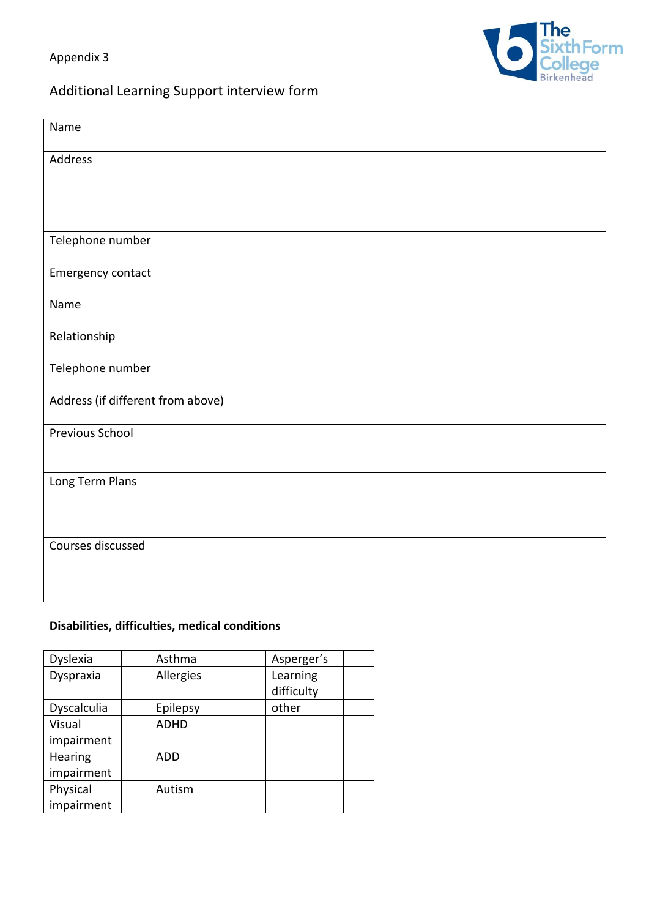Appendix 3

# Additional Learning Support interview form

| Name | |
|---|---|
| Address | |
| Telephone number | |
| Emergency contact<br><br>Name<br><br>Relationship<br><br>Telephone number<br><br>Address (if different from above) | |
| Previous School | |
| Long Term Plans | |
| Courses discussed | |

**Disabilities, difficulties, medical conditions**

| Dyslexia | | Asthma | | Asperger's | |
|---|---|---|---|---|---|
| Dyspraxia | | Allergies | | Learning difficulty | |
| Dyscalculia | | Epilepsy | | other | |
| Visual impairment | | ADHD | | | |
| Hearing impairment | | ADD | | | |
| Physical impairment | | Autism | | | |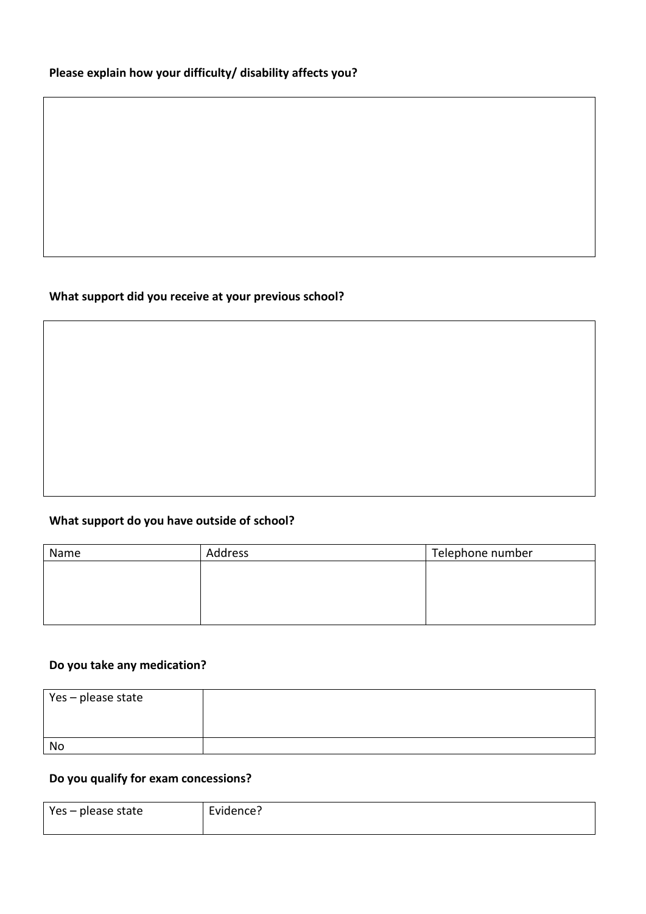**Please explain how your difficulty/ disability affects you?**

|  |
|---|
|  |

**What support did you receive at your previous school?**

|  |
|---|
|  |

**What support do you have outside of school?**

| Name | Address | Telephone number |
|---|---|---|
|  |  |  |

**Do you take any medication?**

| Yes – please state |  |
|---|---|
| No |  |

**Do you qualify for exam concessions?**

| Yes – please state | Evidence? |
|---|---|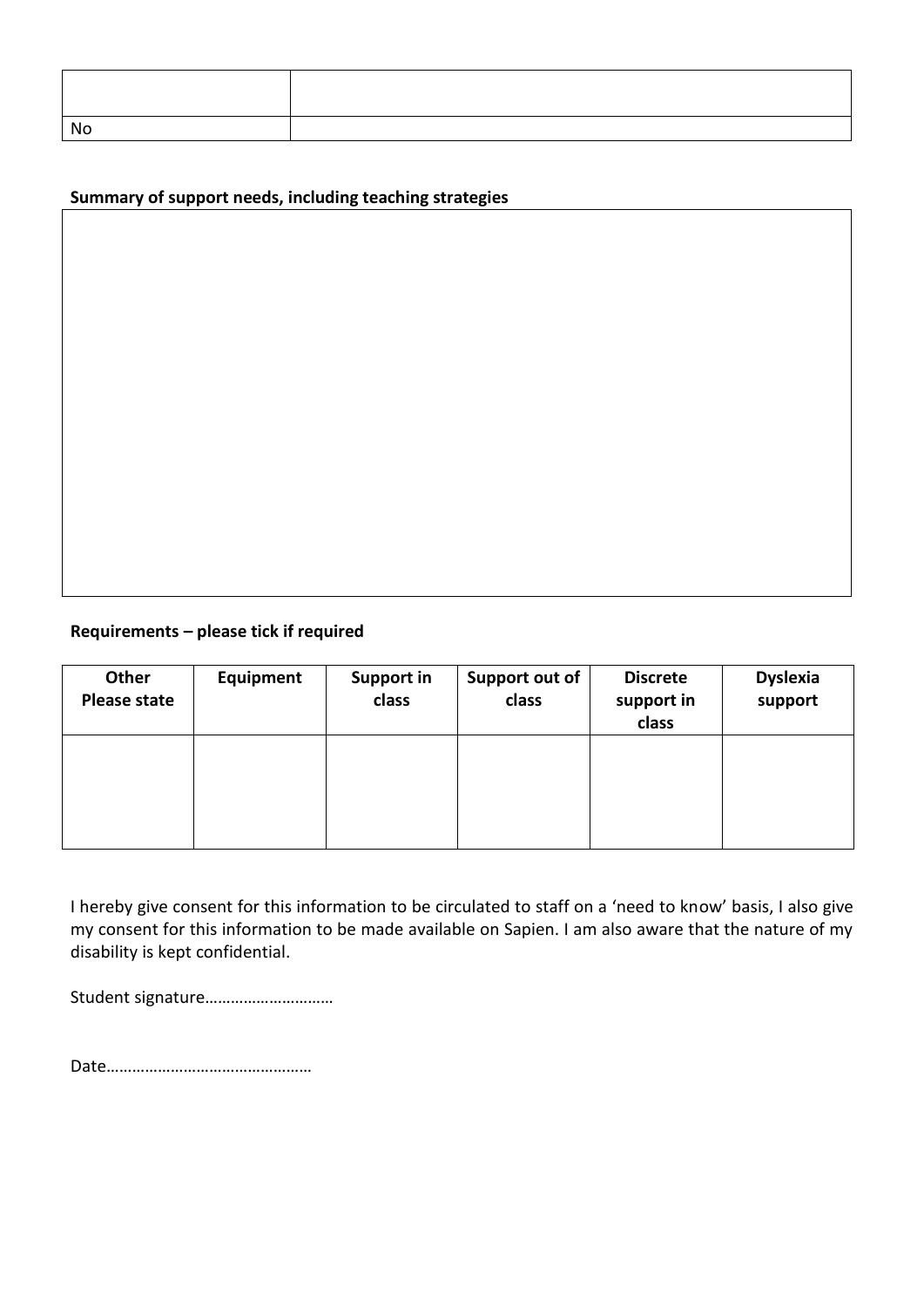| | |
|---|---|
| | |
| No | |

**Summary of support needs, including teaching strategies**

| |
|---|
| |

**Requirements – please tick if required**

| Other Please state | Equipment | Support in class | Support out of class | Discrete support in class | Dyslexia support |
|---|---|---|---|---|---|
| | | | | | |

I hereby give consent for this information to be circulated to staff on a 'need to know' basis, I also give my consent for this information to be made available on Sapien. I am also aware that the nature of my disability is kept confidential.

Student signature………………………..

Date…………………………………………